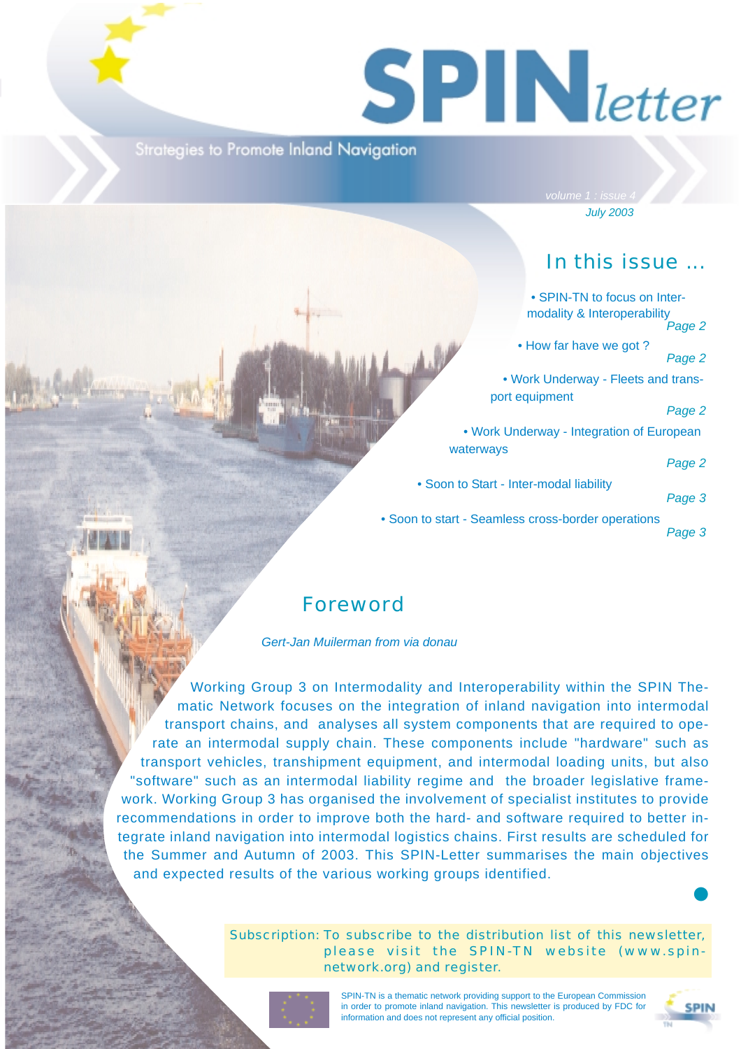# SPIN letter

Strategies to Promote Inland Navigation

volume 1 : issue 4
*July 2003*

## In this issue ...

- SPIN-TN to focus on Inter-modality & Interoperability *Page 2*
- How far have we got ? *Page 2*
- Work Underway - Fleets and trans-port equipment *Page 2*
- Work Underway - Integration of European waterways *Page 2*
- Soon to Start - Inter-modal liability *Page 3*
- Soon to start - Seamless cross-border operations *Page 3*

## Foreword

*Gert-Jan Muilerman from via donau*

Working Group 3 on Intermodality and Interoperability within the SPIN Thematic Network focuses on the integration of inland navigation into intermodal transport chains, and analyses all system components that are required to operate an intermodal supply chain. These components include "hardware" such as transport vehicles, transhipment equipment, and intermodal loading units, but also "software" such as an intermodal liability regime and the broader legislative framework. Working Group 3 has organised the involvement of specialist institutes to provide recommendations in order to improve both the hard- and software required to better integrate inland navigation into intermodal logistics chains. First results are scheduled for the Summer and Autumn of 2003. This SPIN-Letter summarises the main objectives and expected results of the various working groups identified.

Subscription: To subscribe to the distribution list of this newsletter, please visit the SPIN-TN website (www.spin-network.org) and register.

SPIN-TN is a thematic network providing support to the European Commission in order to promote inland navigation. This newsletter is produced by FDC for information and does not represent any official position.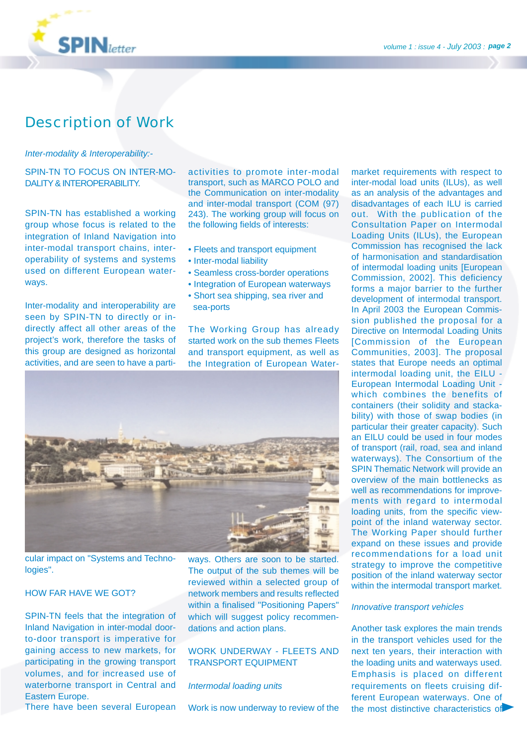# Description of Work

*Inter-modality & Interoperability:-*

SPIN-TN TO FOCUS ON INTER-MODALITY & INTEROPERABILITY.

SPIN-TN has established a working group whose focus is related to the integration of Inland Navigation into inter-modal transport chains, interoperability of systems and systems used on different European waterways.

Inter-modality and interoperability are seen by SPIN-TN to directly or indirectly affect all other areas of the project's work, therefore the tasks of this group are designed as horizontal activities, and are seen to have a particular impact on "Systems and Technologies".

HOW FAR HAVE WE GOT?

SPIN-TN feels that the integration of Inland Navigation in inter-modal door-to-door transport is imperative for gaining access to new markets, for participating in the growing transport volumes, and for increased use of waterborne transport in Central and Eastern Europe.

There have been several European activities to promote inter-modal transport, such as MARCO POLO and the Communication on inter-modality and inter-modal transport (COM (97) 243). The working group will focus on the following fields of interests:

- Fleets and transport equipment
- Inter-modal liability
- Seamless cross-border operations
- Integration of European waterways
- Short sea shipping, sea river and sea-ports

The Working Group has already started work on the sub themes Fleets and transport equipment, as well as the Integration of European Waterways. Others are soon to be started. The output of the sub themes will be reviewed within a selected group of network members and results reflected within a finalised "Positioning Papers" which will suggest policy recommendations and action plans.

WORK UNDERWAY - FLEETS AND TRANSPORT EQUIPMENT

*Intermodal loading units*

Work is now underway to review of the market requirements with respect to inter-modal load units (ILUs), as well as an analysis of the advantages and disadvantages of each ILU is carried out. With the publication of the Consultation Paper on Intermodal Loading Units (ILUs), the European Commission has recognised the lack of harmonisation and standardisation of intermodal loading units [European Commission, 2002]. This deficiency forms a major barrier to the further development of intermodal transport. In April 2003 the European Commission published the proposal for a Directive on Intermodal Loading Units [Commission of the European Communities, 2003]. The proposal states that Europe needs an optimal intermodal loading unit, the EILU - European Intermodal Loading Unit - which combines the benefits of containers (their solidity and stackability) with those of swap bodies (in particular their greater capacity). Such an EILU could be used in four modes of transport (rail, road, sea and inland waterways). The Consortium of the SPIN Thematic Network will provide an overview of the main bottlenecks as well as recommendations for improvements with regard to intermodal loading units, from the specific viewpoint of the inland waterway sector. The Working Paper should further expand on these issues and provide recommendations for a load unit strategy to improve the competitive position of the inland waterway sector within the intermodal transport market.

*Innovative transport vehicles*

Another task explores the main trends in the transport vehicles used for the next ten years, their interaction with the loading units and waterways used. Emphasis is placed on different requirements on fleets cruising different European waterways. One of the most distinctive characteristics of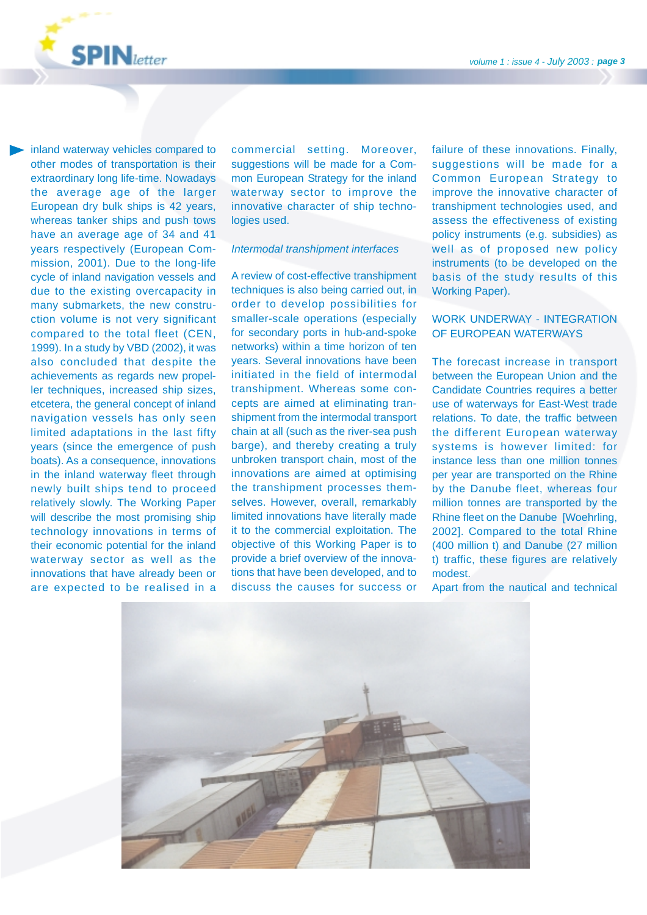inland waterway vehicles compared to other modes of transportation is their extraordinary long life-time. Nowadays the average age of the larger European dry bulk ships is 42 years, whereas tanker ships and push tows have an average age of 34 and 41 years respectively (European Commission, 2001). Due to the long-life cycle of inland navigation vessels and due to the existing overcapacity in many submarkets, the new construction volume is not very significant compared to the total fleet (CEN, 1999). In a study by VBD (2002), it was also concluded that despite the achievements as regards new propeller techniques, increased ship sizes, etcetera, the general concept of inland navigation vessels has only seen limited adaptations in the last fifty years (since the emergence of push boats). As a consequence, innovations in the inland waterway fleet through newly built ships tend to proceed relatively slowly. The Working Paper will describe the most promising ship technology innovations in terms of their economic potential for the inland waterway sector as well as the innovations that have already been or are expected to be realised in a commercial setting. Moreover, suggestions will be made for a Common European Strategy for the inland waterway sector to improve the innovative character of ship technologies used.

*Intermodal transhipment interfaces*

A review of cost-effective transhipment techniques is also being carried out, in order to develop possibilities for smaller-scale operations (especially for secondary ports in hub-and-spoke networks) within a time horizon of ten years. Several innovations have been initiated in the field of intermodal transhipment. Whereas some concepts are aimed at eliminating transhipment from the intermodal transport chain at all (such as the river-sea push barge), and thereby creating a truly unbroken transport chain, most of the innovations are aimed at optimising the transhipment processes themselves. However, overall, remarkably limited innovations have literally made it to the commercial exploitation. The objective of this Working Paper is to provide a brief overview of the innovations that have been developed, and to discuss the causes for success or failure of these innovations. Finally, suggestions will be made for a Common European Strategy to improve the innovative character of transhipment technologies used, and assess the effectiveness of existing policy instruments (e.g. subsidies) as well as of proposed new policy instruments (to be developed on the basis of the study results of this Working Paper).

WORK UNDERWAY - INTEGRATION OF EUROPEAN WATERWAYS

The forecast increase in transport between the European Union and the Candidate Countries requires a better use of waterways for East-West trade relations. To date, the traffic between the different European waterway systems is however limited: for instance less than one million tonnes per year are transported on the Rhine by the Danube fleet, whereas four million tonnes are transported by the Rhine fleet on the Danube [Woehrling, 2002]. Compared to the total Rhine (400 million t) and Danube (27 million t) traffic, these figures are relatively modest.

Apart from the nautical and technical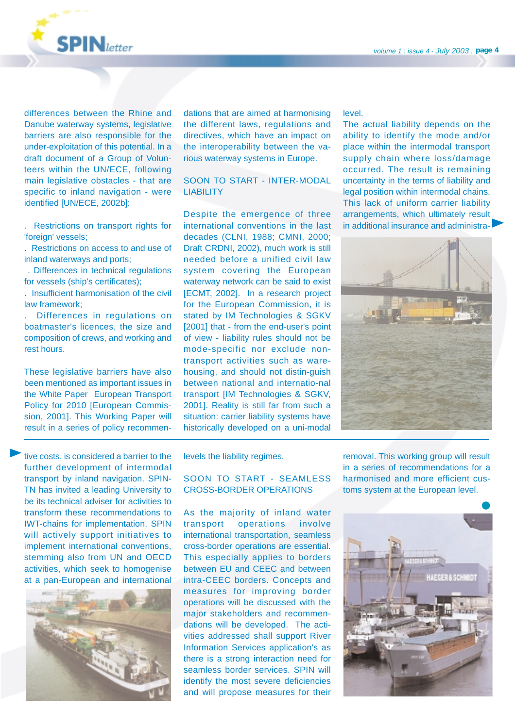differences between the Rhine and Danube waterway systems, legislative barriers are also responsible for the under-exploitation of this potential. In a draft document of a Group of Volunteers within the UN/ECE, following main legislative obstacles - that are specific to inland navigation - were identified [UN/ECE, 2002b]:

- Restrictions on transport rights for 'foreign' vessels;
- Restrictions on access to and use of inland waterways and ports;
- Differences in technical regulations for vessels (ship's certificates);
- Insufficient harmonisation of the civil law framework;
- Differences in regulations on boatmaster's licences, the size and composition of crews, and working and rest hours.

These legislative barriers have also been mentioned as important issues in the White Paper European Transport Policy for 2010 [European Commission, 2001]. This Working Paper will result in a series of policy recommendations that are aimed at harmonising the different laws, regulations and directives, which have an impact on the interoperability between the various waterway systems in Europe.

## SOON TO START - INTER-MODAL LIABILITY

Despite the emergence of three international conventions in the last decades (CLNI, 1988; CMNI, 2000; Draft CRDNI, 2002), much work is still needed before a unified civil law system covering the European waterway network can be said to exist [ECMT, 2002]. In a research project for the European Commission, it is stated by IM Technologies & SGKV [2001] that - from the end-user's point of view - liability rules should not be mode-specific nor exclude non-transport activities such as warehousing, and should not distin-guish between national and internatio-nal transport [IM Technologies & SGKV, 2001]. Reality is still far from such a situation: carrier liability systems have historically developed on a uni-modal level.

The actual liability depends on the ability to identify the mode and/or place within the intermodal transport supply chain where loss/damage occurred. The result is remaining uncertainty in the terms of liability and legal position within intermodal chains. This lack of uniform carrier liability arrangements, which ultimately result in additional insurance and administrative costs, is considered a barrier to the further development of intermodal transport by inland navigation. SPIN-TN has invited a leading University to be its technical adviser for activities to transform these recommendations to IWT-chains for implementation. SPIN will actively support initiatives to implement international conventions, stemming also from UN and OECD activities, which seek to homogenise at a pan-European and international levels the liability regimes.

## SOON TO START - SEAMLESS CROSS-BORDER OPERATIONS

As the majority of inland water transport operations involve international transportation, seamless cross-border operations are essential. This especially applies to borders between EU and CEEC and between intra-CEEC borders. Concepts and measures for improving border operations will be discussed with the major stakeholders and recommendations will be developed. The activities addressed shall support River Information Services application's as there is a strong interaction need for seamless border services. SPIN will identify the most severe deficiencies and will propose measures for their removal. This working group will result in a series of recommendations for a harmonised and more efficient customs system at the European level.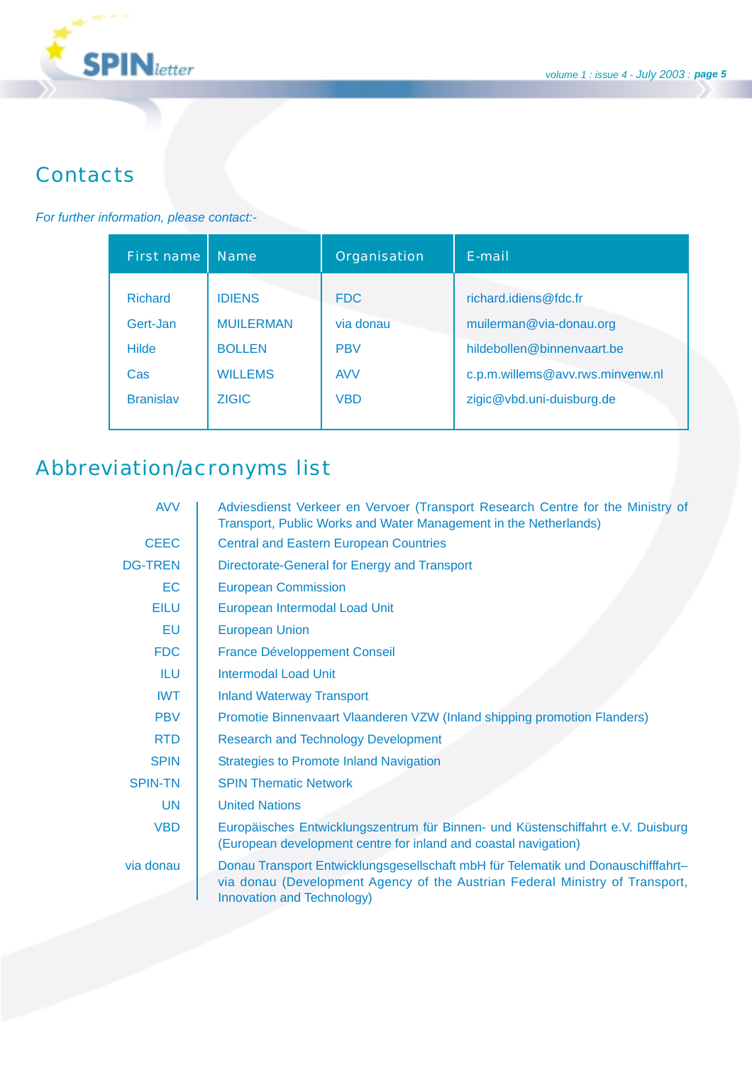## Contacts

*For further information, please contact:-*

| First name | Name | Organisation | E-mail |
|---|---|---|---|
| Richard | IDIENS | FDC | richard.idiens@fdc.fr |
| Gert-Jan | MUILERMAN | via donau | muilerman@via-donau.org |
| Hilde | BOLLEN | PBV | hildebollen@binnenvaart.be |
| Cas | WILLEMS | AVV | c.p.m.willems@avv.rws.minvenw.nl |
| Branislav | ZIGIC | VBD | zigic@vbd.uni-duisburg.de |

## Abbreviation/acronyms list

| | |
|---|---|
| AVV | Adviesdienst Verkeer en Vervoer (Transport Research Centre for the Ministry of Transport, Public Works and Water Management in the Netherlands) |
| CEEC | Central and Eastern European Countries |
| DG-TREN | Directorate-General for Energy and Transport |
| EC | European Commission |
| EILU | European Intermodal Load Unit |
| EU | European Union |
| FDC | France Développement Conseil |
| ILU | Intermodal Load Unit |
| IWT | Inland Waterway Transport |
| PBV | Promotie Binnenvaart Vlaanderen VZW (Inland shipping promotion Flanders) |
| RTD | Research and Technology Development |
| SPIN | Strategies to Promote Inland Navigation |
| SPIN-TN | SPIN Thematic Network |
| UN | United Nations |
| VBD | Europäisches Entwicklungszentrum für Binnen- und Küstenschiffahrt e.V. Duisburg (European development centre for inland and coastal navigation) |
| via donau | Donau Transport Entwicklungsgesellschaft mbH für Telematik und Donauschifffahrt–via donau (Development Agency of the Austrian Federal Ministry of Transport, Innovation and Technology) |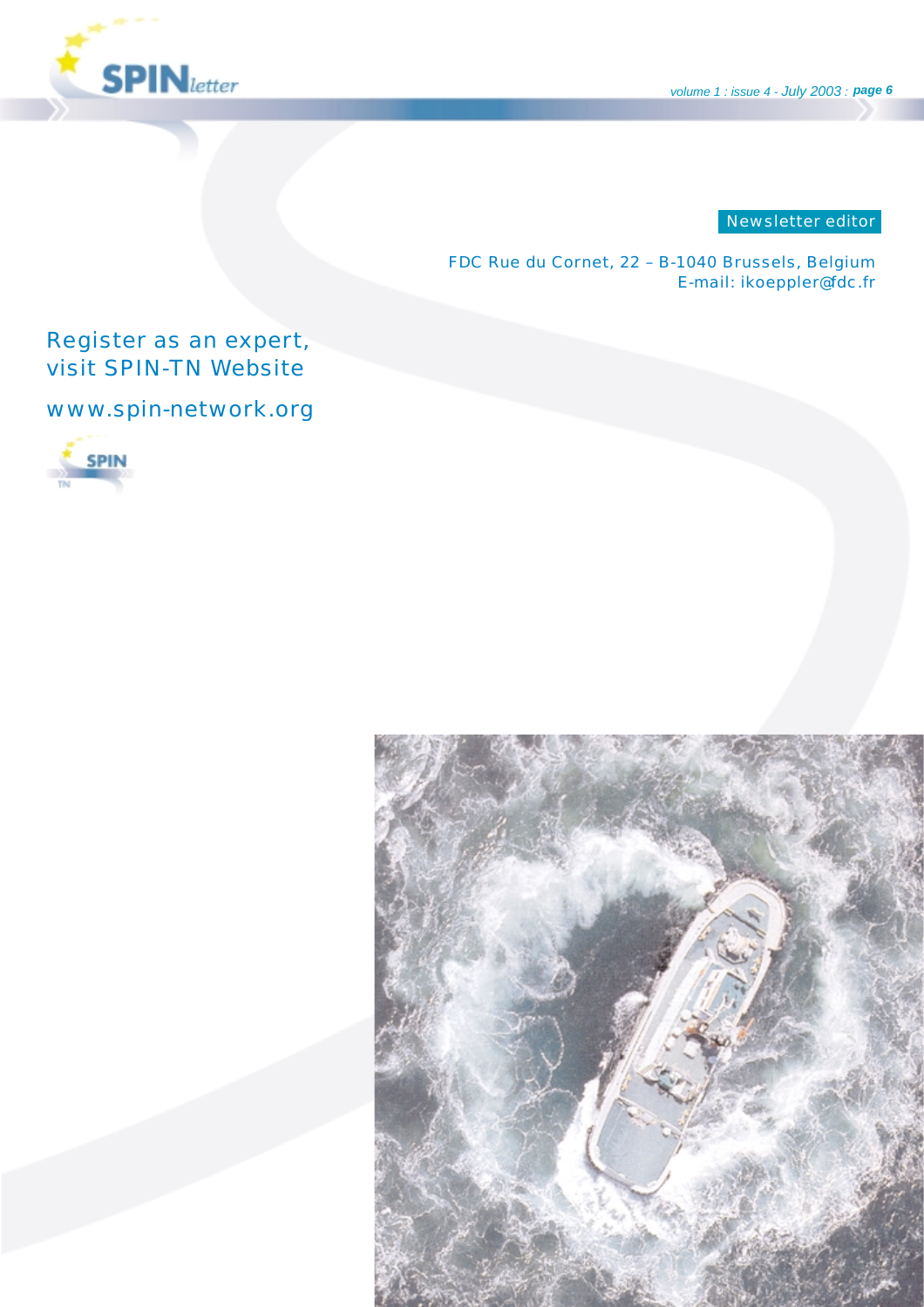Newsletter editor

FDC Rue du Cornet, 22 – B-1040 Brussels, Belgium
E-mail: ikoeppler@fdc.fr

Register as an expert,
visit SPIN-TN Website

www.spin-network.org